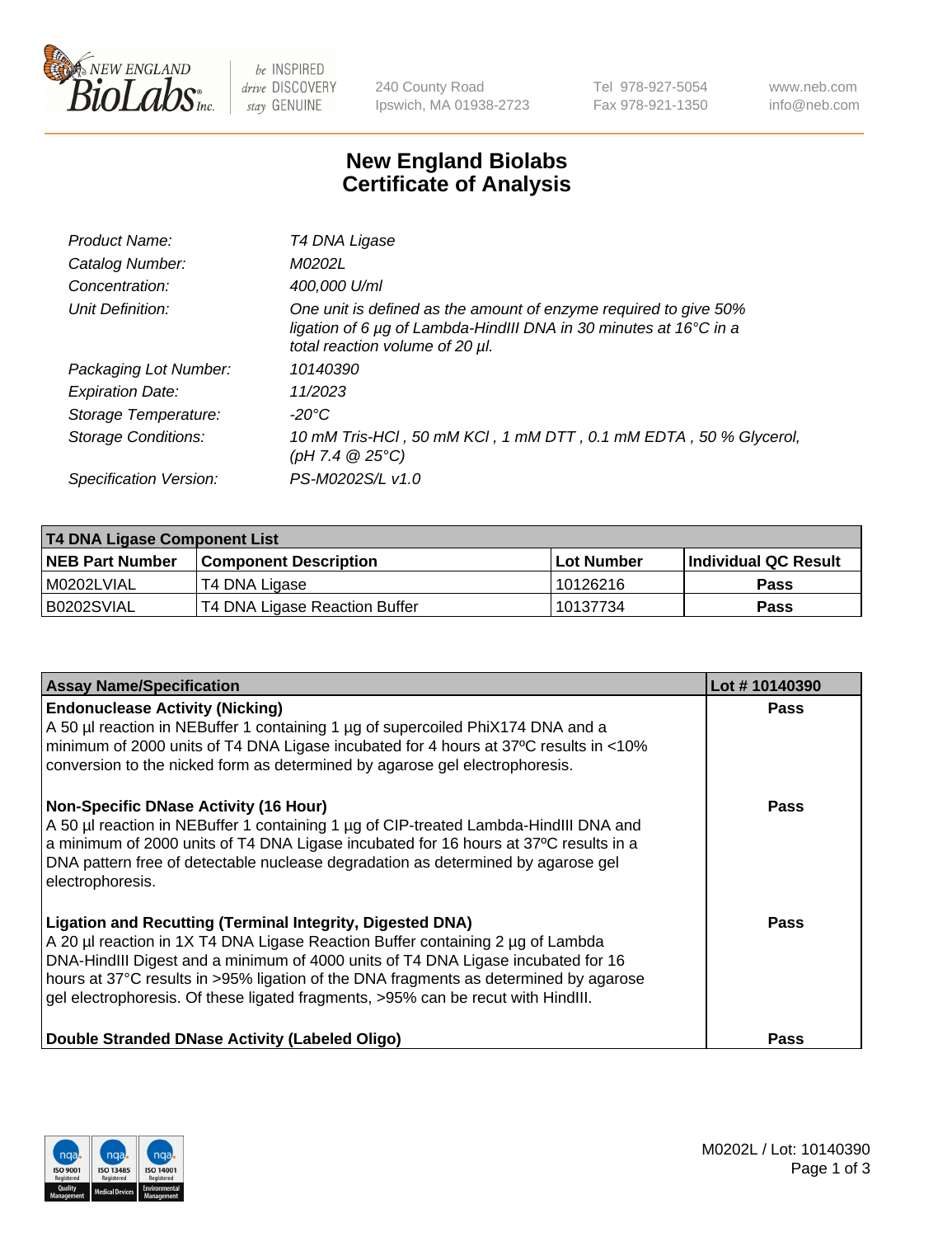240 County Road
Ipswich, MA 01938-2723

Tel 978-927-5054
Fax 978-921-1350

www.neb.com
info@neb.com

# New England Biolabs
# Certificate of Analysis

| | |
|---|---|
| *Product Name:* | *T4 DNA Ligase* |
| *Catalog Number:* | *M0202L* |
| *Concentration:* | *400,000 U/ml* |
| *Unit Definition:* | *One unit is defined as the amount of enzyme required to give 50% ligation of 6 µg of Lambda-HindIII DNA in 30 minutes at 16°C in a total reaction volume of 20 µl.* |
| *Packaging Lot Number:* | *10140390* |
| *Expiration Date:* | *11/2023* |
| *Storage Temperature:* | *-20°C* |
| *Storage Conditions:* | *10 mM Tris-HCl , 50 mM KCl , 1 mM DTT , 0.1 mM EDTA , 50 % Glycerol, (pH 7.4 @ 25°C)* |
| *Specification Version:* | *PS-M0202S/L v1.0* |

| **T4 DNA Ligase Component List** | | | |
|---|---|---|---|
| **NEB Part Number** | **Component Description** | **Lot Number** | **Individual QC Result** |
| M0202LVIAL | T4 DNA Ligase | 10126216 | Pass |
| B0202SVIAL | T4 DNA Ligase Reaction Buffer | 10137734 | Pass |

| **Assay Name/Specification** | **Lot # 10140390** |
|---|---|
| **Endonuclease Activity (Nicking)**<br>A 50 µl reaction in NEBuffer 1 containing 1 µg of supercoiled PhiX174 DNA and a minimum of 2000 units of T4 DNA Ligase incubated for 4 hours at 37ºC results in <10% conversion to the nicked form as determined by agarose gel electrophoresis. | Pass |
| **Non-Specific DNase Activity (16 Hour)**<br>A 50 µl reaction in NEBuffer 1 containing 1 µg of CIP-treated Lambda-HindIII DNA and a minimum of 2000 units of T4 DNA Ligase incubated for 16 hours at 37ºC results in a DNA pattern free of detectable nuclease degradation as determined by agarose gel electrophoresis. | Pass |
| **Ligation and Recutting (Terminal Integrity, Digested DNA)**<br>A 20 µl reaction in 1X T4 DNA Ligase Reaction Buffer containing 2 µg of Lambda DNA-HindIII Digest and a minimum of 4000 units of T4 DNA Ligase incubated for 16 hours at 37°C results in >95% ligation of the DNA fragments as determined by agarose gel electrophoresis. Of these ligated fragments, >95% can be recut with HindIII. | Pass |
| **Double Stranded DNase Activity (Labeled Oligo)** | Pass |

M0202L / Lot: 10140390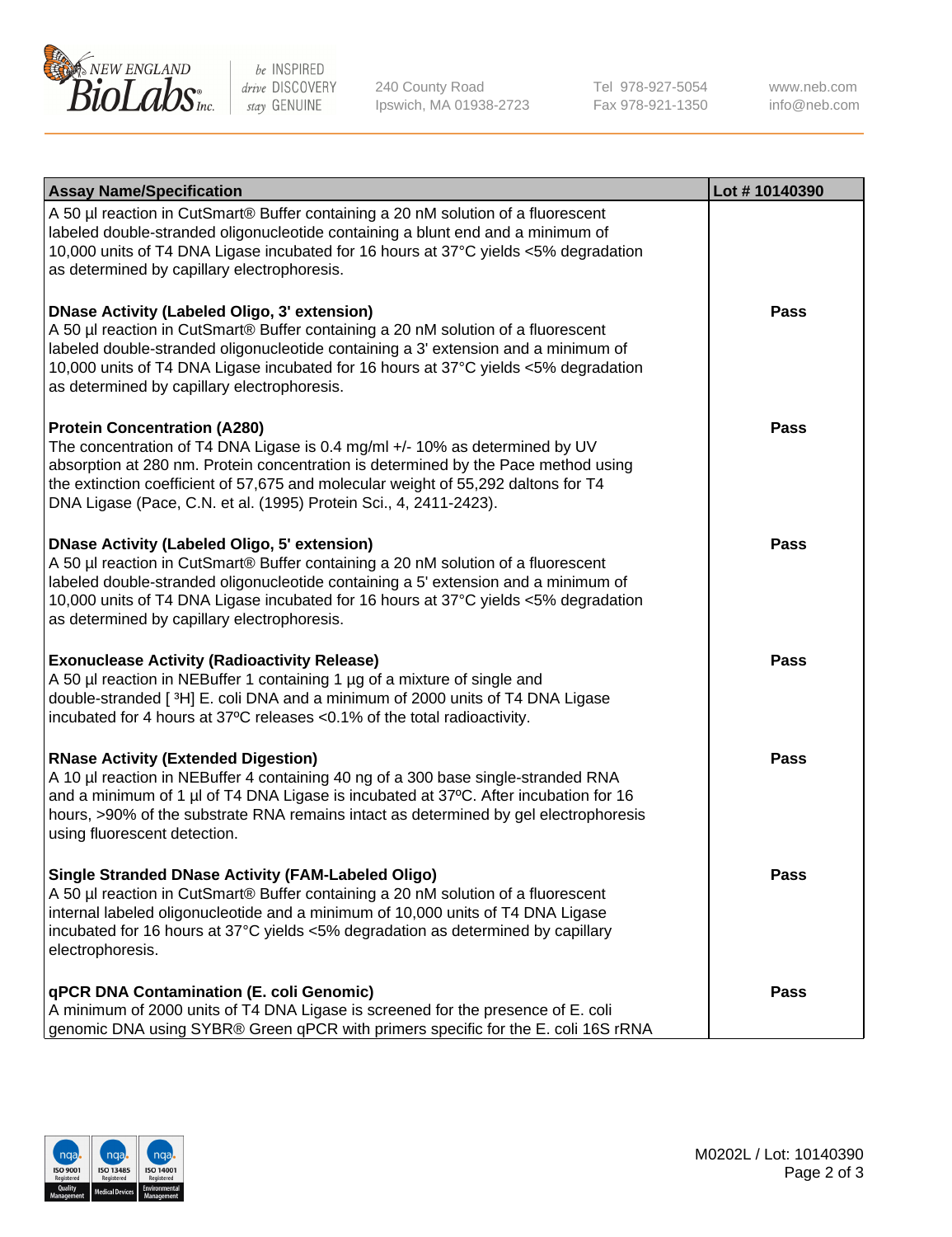| Assay Name/Specification | Lot # 10140390 |
| --- | --- |
| A 50 µl reaction in CutSmart® Buffer containing a 20 nM solution of a fluorescent labeled double-stranded oligonucleotide containing a blunt end and a minimum of 10,000 units of T4 DNA Ligase incubated for 16 hours at 37°C yields <5% degradation as determined by capillary electrophoresis. | |
| **DNase Activity (Labeled Oligo, 3' extension)**<br>A 50 µl reaction in CutSmart® Buffer containing a 20 nM solution of a fluorescent labeled double-stranded oligonucleotide containing a 3' extension and a minimum of 10,000 units of T4 DNA Ligase incubated for 16 hours at 37°C yields <5% degradation as determined by capillary electrophoresis. | **Pass** |
| **Protein Concentration (A280)**<br>The concentration of T4 DNA Ligase is 0.4 mg/ml +/- 10% as determined by UV absorption at 280 nm. Protein concentration is determined by the Pace method using the extinction coefficient of 57,675 and molecular weight of 55,292 daltons for T4 DNA Ligase (Pace, C.N. et al. (1995) Protein Sci., 4, 2411-2423). | **Pass** |
| **DNase Activity (Labeled Oligo, 5' extension)**<br>A 50 µl reaction in CutSmart® Buffer containing a 20 nM solution of a fluorescent labeled double-stranded oligonucleotide containing a 5' extension and a minimum of 10,000 units of T4 DNA Ligase incubated for 16 hours at 37°C yields <5% degradation as determined by capillary electrophoresis. | **Pass** |
| **Exonuclease Activity (Radioactivity Release)**<br>A 50 µl reaction in NEBuffer 1 containing 1 µg of a mixture of single and double-stranded [ $^{3}$H] E. coli DNA and a minimum of 2000 units of T4 DNA Ligase incubated for 4 hours at 37ºC releases <0.1% of the total radioactivity. | **Pass** |
| **RNase Activity (Extended Digestion)**<br>A 10 µl reaction in NEBuffer 4 containing 40 ng of a 300 base single-stranded RNA and a minimum of 1 µl of T4 DNA Ligase is incubated at 37ºC. After incubation for 16 hours, >90% of the substrate RNA remains intact as determined by gel electrophoresis using fluorescent detection. | **Pass** |
| **Single Stranded DNase Activity (FAM-Labeled Oligo)**<br>A 50 µl reaction in CutSmart® Buffer containing a 20 nM solution of a fluorescent internal labeled oligonucleotide and a minimum of 10,000 units of T4 DNA Ligase incubated for 16 hours at 37°C yields <5% degradation as determined by capillary electrophoresis. | **Pass** |
| **qPCR DNA Contamination (E. coli Genomic)**<br>A minimum of 2000 units of T4 DNA Ligase is screened for the presence of E. coli genomic DNA using SYBR® Green qPCR with primers specific for the E. coli 16S rRNA | **Pass** |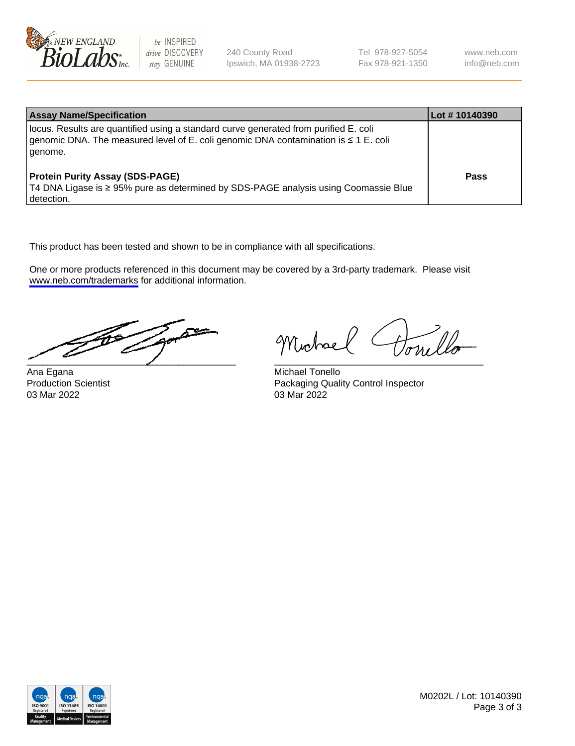| Assay Name/Specification | Lot # 10140390 |
| --- | --- |
| locus. Results are quantified using a standard curve generated from purified E. coli genomic DNA. The measured level of E. coli genomic DNA contamination is ≤ 1 E. coli genome. | |
| **Protein Purity Assay (SDS-PAGE)**<br>T4 DNA Ligase is ≥ 95% pure as determined by SDS-PAGE analysis using Coomassie Blue detection. | **Pass** |

This product has been tested and shown to be in compliance with all specifications.

One or more products referenced in this document may be covered by a 3rd-party trademark. Please visit www.neb.com/trademarks for additional information.

Ana Egana
Production Scientist
03 Mar 2022

Michael Tonello
Packaging Quality Control Inspector
03 Mar 2022

M0202L / Lot: 10140390